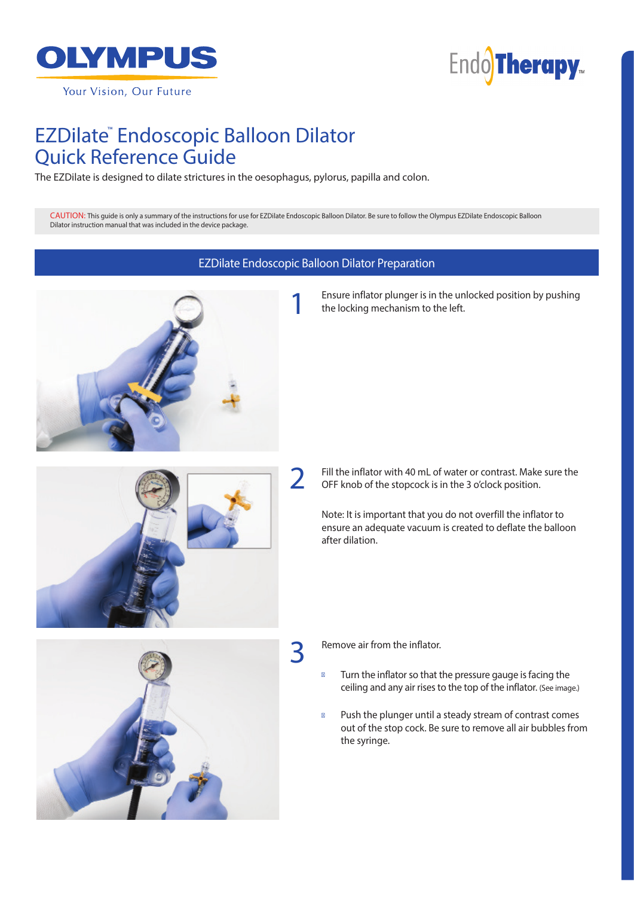OLYMPUS

Your Vision, Our Future

EndoTherapy™

# EZDilate™ Endoscopic Balloon Dilator Quick Reference Guide

The EZDilate is designed to dilate strictures in the oesophagus, pylorus, papilla and colon.

CAUTION: This guide is only a summary of the instructions for use for EZDilate Endoscopic Balloon Dilator. Be sure to follow the Olympus EZDilate Endoscopic Balloon Dilator instruction manual that was included in the device package.

## EZDilate Endoscopic Balloon Dilator Preparation

**1** Ensure inflator plunger is in the unlocked position by pushing the locking mechanism to the left.

**2** Fill the inflator with 40 mL of water or contrast. Make sure the OFF knob of the stopcock is in the 3 o'clock position.

Note: It is important that you do not overfill the inflator to ensure an adequate vacuum is created to deflate the balloon after dilation.

**3** Remove air from the inflator.

- Turn the inflator so that the pressure gauge is facing the ceiling and any air rises to the top of the inflator. (See image.)
- Push the plunger until a steady stream of contrast comes out of the stop cock. Be sure to remove all air bubbles from the syringe.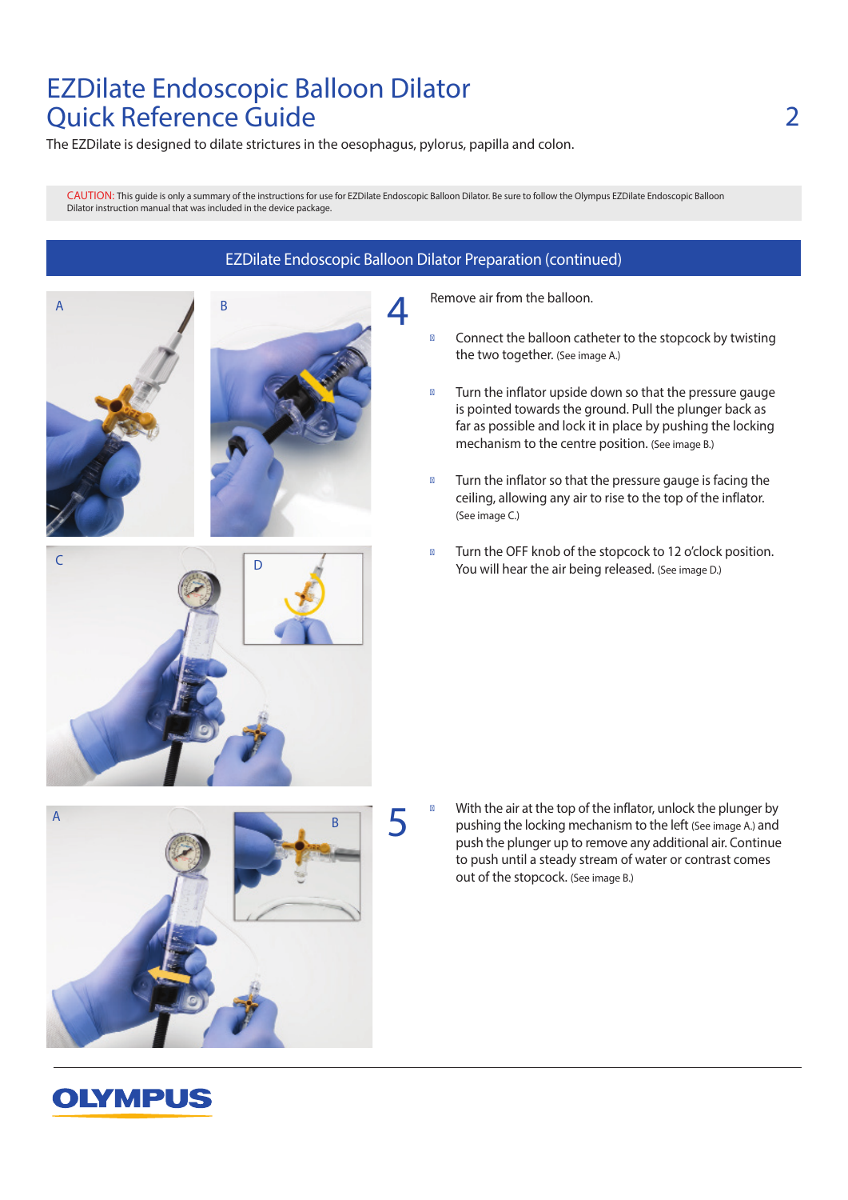# EZDilate Endoscopic Balloon Dilator Quick Reference Guide

The EZDilate is designed to dilate strictures in the oesophagus, pylorus, papilla and colon.

CAUTION: This guide is only a summary of the instructions for use for EZDilate Endoscopic Balloon Dilator. Be sure to follow the Olympus EZDilate Endoscopic Balloon Dilator instruction manual that was included in the device package.

## EZDilate Endoscopic Balloon Dilator Preparation (continued)

**4** Remove air from the balloon.

- Connect the balloon catheter to the stopcock by twisting the two together. (See image A.)
- Turn the inflator upside down so that the pressure gauge is pointed towards the ground. Pull the plunger back as far as possible and lock it in place by pushing the locking mechanism to the centre position. (See image B.)
- Turn the inflator so that the pressure gauge is facing the ceiling, allowing any air to rise to the top of the inflator. (See image C.)
- Turn the OFF knob of the stopcock to 12 o'clock position. You will hear the air being released. (See image D.)

**5**

- With the air at the top of the inflator, unlock the plunger by pushing the locking mechanism to the left (See image A.) and push the plunger up to remove any additional air. Continue to push until a steady stream of water or contrast comes out of the stopcock. (See image B.)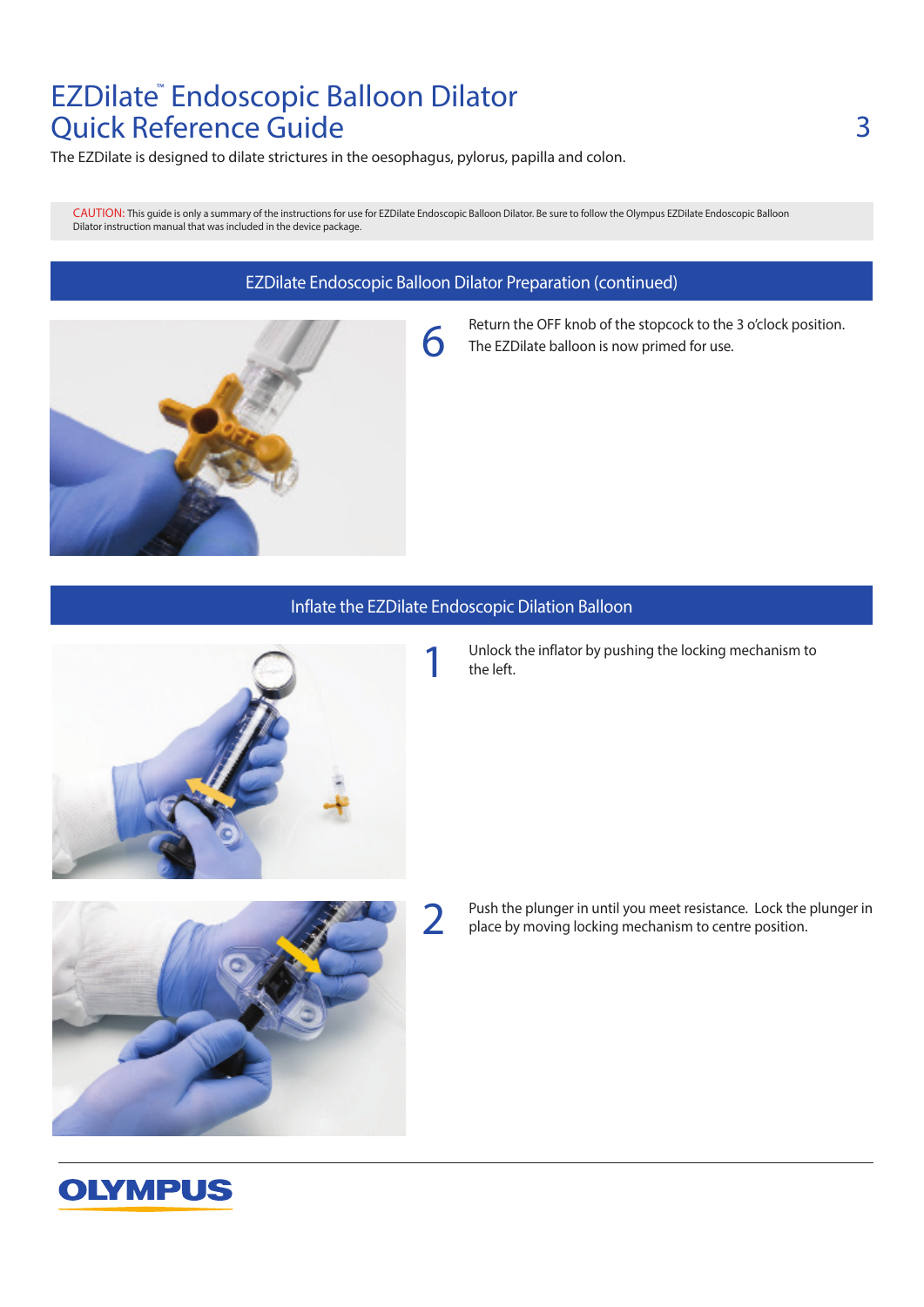# EZDilate™ Endoscopic Balloon Dilator Quick Reference Guide

The EZDilate is designed to dilate strictures in the oesophagus, pylorus, papilla and colon.

CAUTION: This guide is only a summary of the instructions for use for EZDilate Endoscopic Balloon Dilator. Be sure to follow the Olympus EZDilate Endoscopic Balloon Dilator instruction manual that was included in the device package.

## EZDilate Endoscopic Balloon Dilator Preparation (continued)

6. Return the OFF knob of the stopcock to the 3 o'clock position. The EZDilate balloon is now primed for use.

## Inflate the EZDilate Endoscopic Dilation Balloon

1. Unlock the inflator by pushing the locking mechanism to the left.

2. Push the plunger in until you meet resistance. Lock the plunger in place by moving locking mechanism to centre position.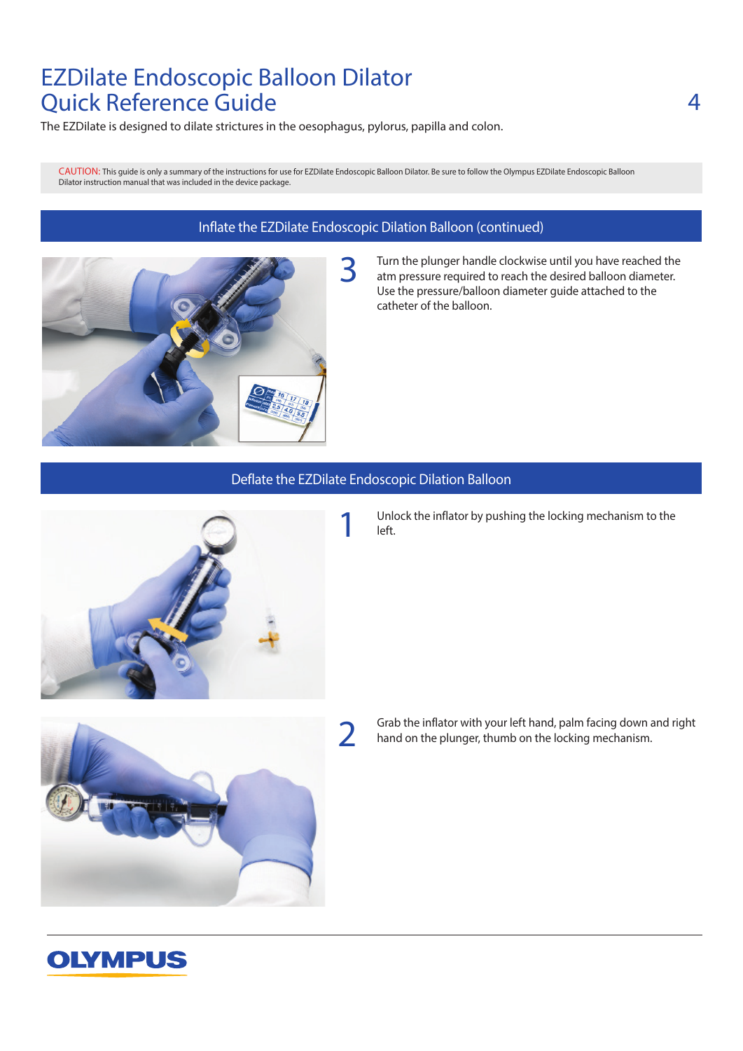# EZDilate Endoscopic Balloon Dilator Quick Reference Guide

The EZDilate is designed to dilate strictures in the oesophagus, pylorus, papilla and colon.

CAUTION: This guide is only a summary of the instructions for use for EZDilate Endoscopic Balloon Dilator. Be sure to follow the Olympus EZDilate Endoscopic Balloon Dilator instruction manual that was included in the device package.

## Inflate the EZDilate Endoscopic Dilation Balloon (continued)

3. Turn the plunger handle clockwise until you have reached the atm pressure required to reach the desired balloon diameter. Use the pressure/balloon diameter guide attached to the catheter of the balloon.

## Deflate the EZDilate Endoscopic Dilation Balloon

1. Unlock the inflator by pushing the locking mechanism to the left.

2. Grab the inflator with your left hand, palm facing down and right hand on the plunger, thumb on the locking mechanism.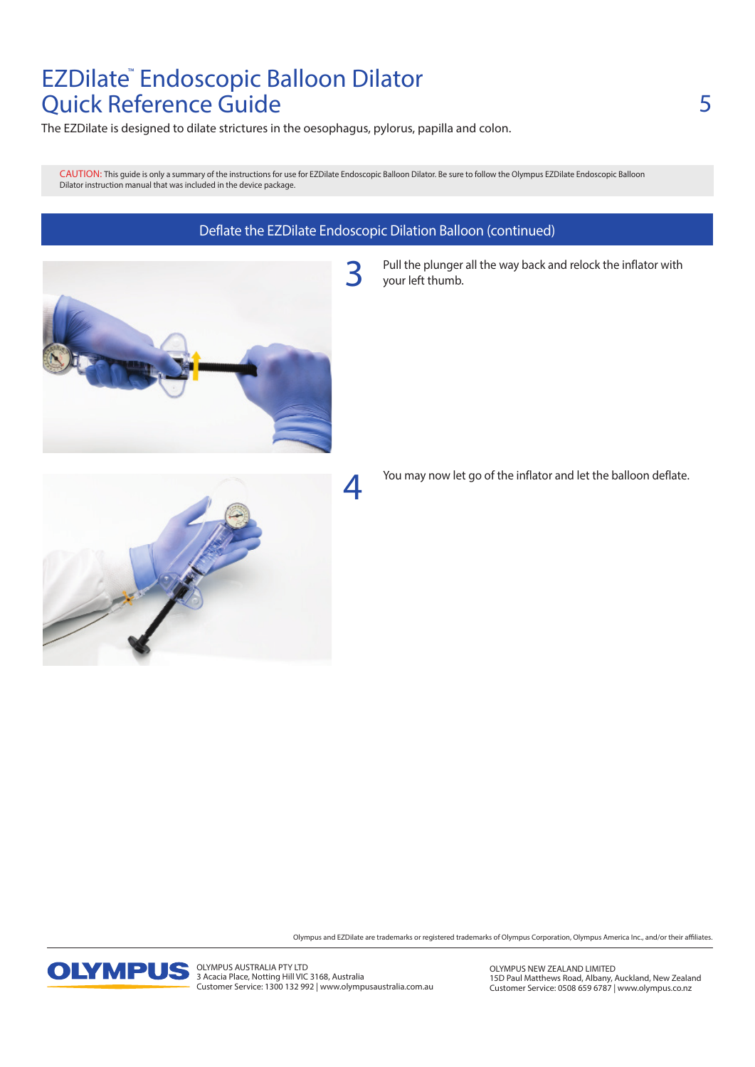# EZDilate™ Endoscopic Balloon Dilator Quick Reference Guide

The EZDilate is designed to dilate strictures in the oesophagus, pylorus, papilla and colon.

CAUTION: This guide is only a summary of the instructions for use for EZDilate Endoscopic Balloon Dilator. Be sure to follow the Olympus EZDilate Endoscopic Balloon Dilator instruction manual that was included in the device package.

## Deflate the EZDilate Endoscopic Dilation Balloon (continued)

3. Pull the plunger all the way back and relock the inflator with your left thumb.

4. You may now let go of the inflator and let the balloon deflate.

Olympus and EZDilate are trademarks or registered trademarks of Olympus Corporation, Olympus America Inc., and/or their affiliates.

OLYMPUS AUSTRALIA PTY LTD
3 Acacia Place, Notting Hill VIC 3168, Australia
Customer Service: 1300 132 992 | www.olympusaustralia.com.au

OLYMPUS NEW ZEALAND LIMITED
15D Paul Matthews Road, Albany, Auckland, New Zealand
Customer Service: 0508 659 6787 | www.olympus.co.nz